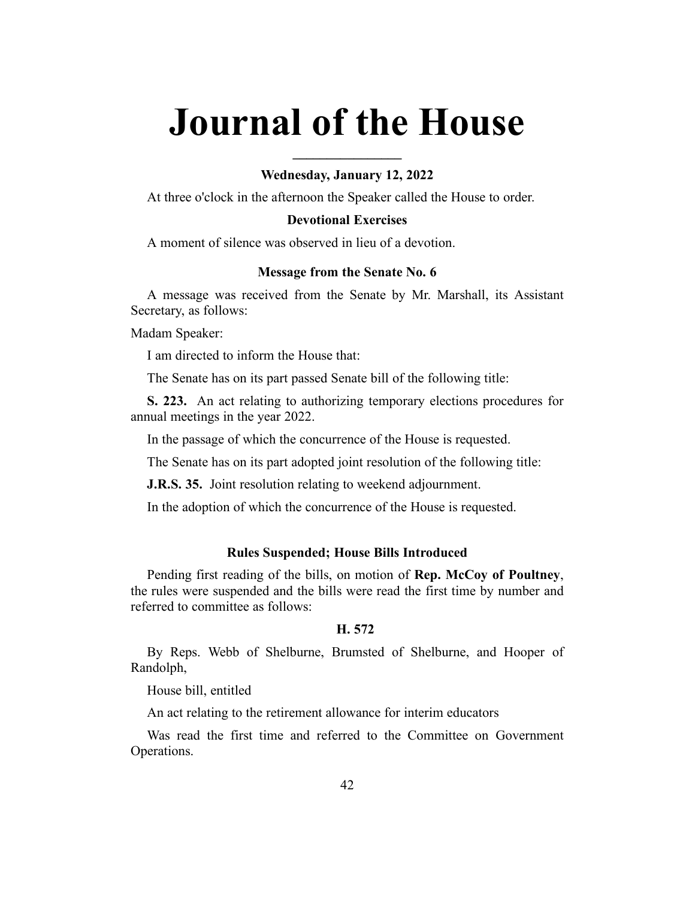# Journal of the House

---

### Wednesday, January 12, 2022

At three o'clock in the afternoon the Speaker called the House to order.

### Devotional Exercises

A moment of silence was observed in lieu of a devotion.

### Message from the Senate No. 6

A message was received from the Senate by Mr. Marshall, its Assistant Secretary, as follows:

Madam Speaker:

I am directed to inform the House that:

The Senate has on its part passed Senate bill of the following title:

**S. 223.** An act relating to authorizing temporary elections procedures for annual meetings in the year 2022.

In the passage of which the concurrence of the House is requested.

The Senate has on its part adopted joint resolution of the following title:

**J.R.S. 35.** Joint resolution relating to weekend adjournment.

In the adoption of which the concurrence of the House is requested.

### Rules Suspended; House Bills Introduced

Pending first reading of the bills, on motion of **Rep. McCoy of Poultney**, the rules were suspended and the bills were read the first time by number and referred to committee as follows:

### H. 572

By Reps. Webb of Shelburne, Brumsted of Shelburne, and Hooper of Randolph,

House bill, entitled

An act relating to the retirement allowance for interim educators

Was read the first time and referred to the Committee on Government Operations.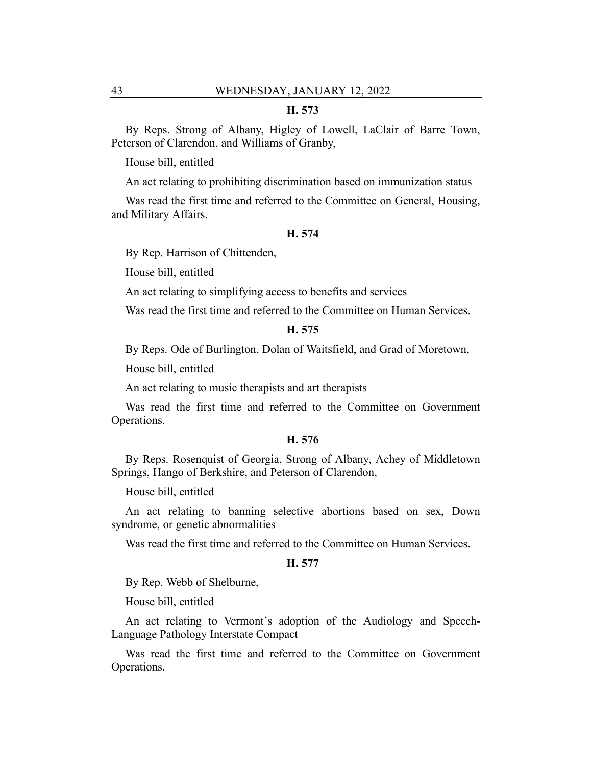**H. 573**

By Reps. Strong of Albany, Higley of Lowell, LaClair of Barre Town, Peterson of Clarendon, and Williams of Granby,

House bill, entitled

An act relating to prohibiting discrimination based on immunization status

Was read the first time and referred to the Committee on General, Housing, and Military Affairs.

**H. 574**

By Rep. Harrison of Chittenden,

House bill, entitled

An act relating to simplifying access to benefits and services

Was read the first time and referred to the Committee on Human Services.

**H. 575**

By Reps. Ode of Burlington, Dolan of Waitsfield, and Grad of Moretown,

House bill, entitled

An act relating to music therapists and art therapists

Was read the first time and referred to the Committee on Government Operations.

**H. 576**

By Reps. Rosenquist of Georgia, Strong of Albany, Achey of Middletown Springs, Hango of Berkshire, and Peterson of Clarendon,

House bill, entitled

An act relating to banning selective abortions based on sex, Down syndrome, or genetic abnormalities

Was read the first time and referred to the Committee on Human Services.

**H. 577**

By Rep. Webb of Shelburne,

House bill, entitled

An act relating to Vermont's adoption of the Audiology and Speech-Language Pathology Interstate Compact

Was read the first time and referred to the Committee on Government Operations.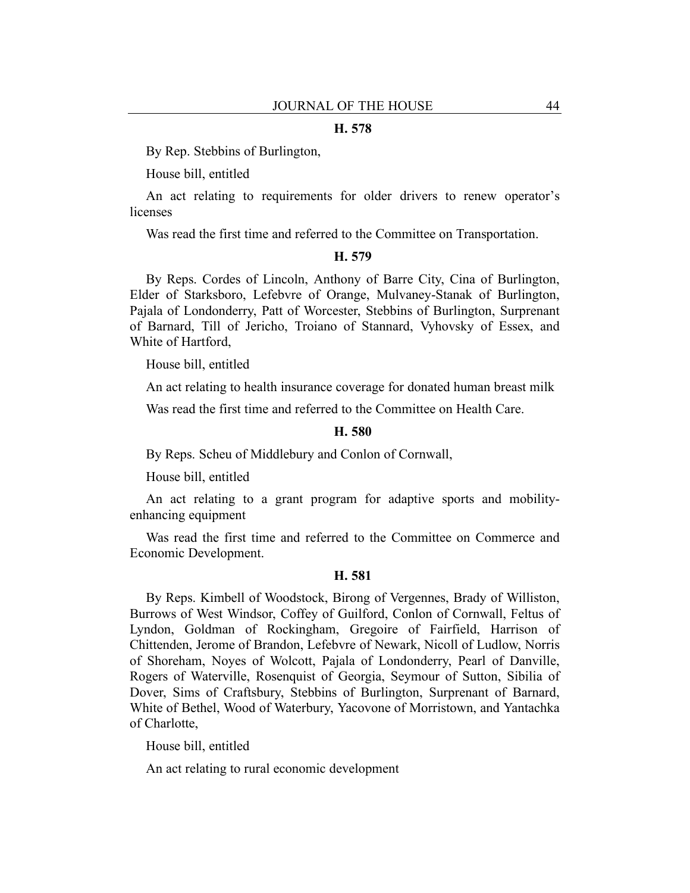**H. 578**

By Rep. Stebbins of Burlington,

House bill, entitled

An act relating to requirements for older drivers to renew operator's licenses

Was read the first time and referred to the Committee on Transportation.

**H. 579**

By Reps. Cordes of Lincoln, Anthony of Barre City, Cina of Burlington, Elder of Starksboro, Lefebvre of Orange, Mulvaney-Stanak of Burlington, Pajala of Londonderry, Patt of Worcester, Stebbins of Burlington, Surprenant of Barnard, Till of Jericho, Troiano of Stannard, Vyhovsky of Essex, and White of Hartford,

House bill, entitled

An act relating to health insurance coverage for donated human breast milk

Was read the first time and referred to the Committee on Health Care.

**H. 580**

By Reps. Scheu of Middlebury and Conlon of Cornwall,

House bill, entitled

An act relating to a grant program for adaptive sports and mobility-enhancing equipment

Was read the first time and referred to the Committee on Commerce and Economic Development.

**H. 581**

By Reps. Kimbell of Woodstock, Birong of Vergennes, Brady of Williston, Burrows of West Windsor, Coffey of Guilford, Conlon of Cornwall, Feltus of Lyndon, Goldman of Rockingham, Gregoire of Fairfield, Harrison of Chittenden, Jerome of Brandon, Lefebvre of Newark, Nicoll of Ludlow, Norris of Shoreham, Noyes of Wolcott, Pajala of Londonderry, Pearl of Danville, Rogers of Waterville, Rosenquist of Georgia, Seymour of Sutton, Sibilia of Dover, Sims of Craftsbury, Stebbins of Burlington, Surprenant of Barnard, White of Bethel, Wood of Waterbury, Yacovone of Morristown, and Yantachka of Charlotte,

House bill, entitled

An act relating to rural economic development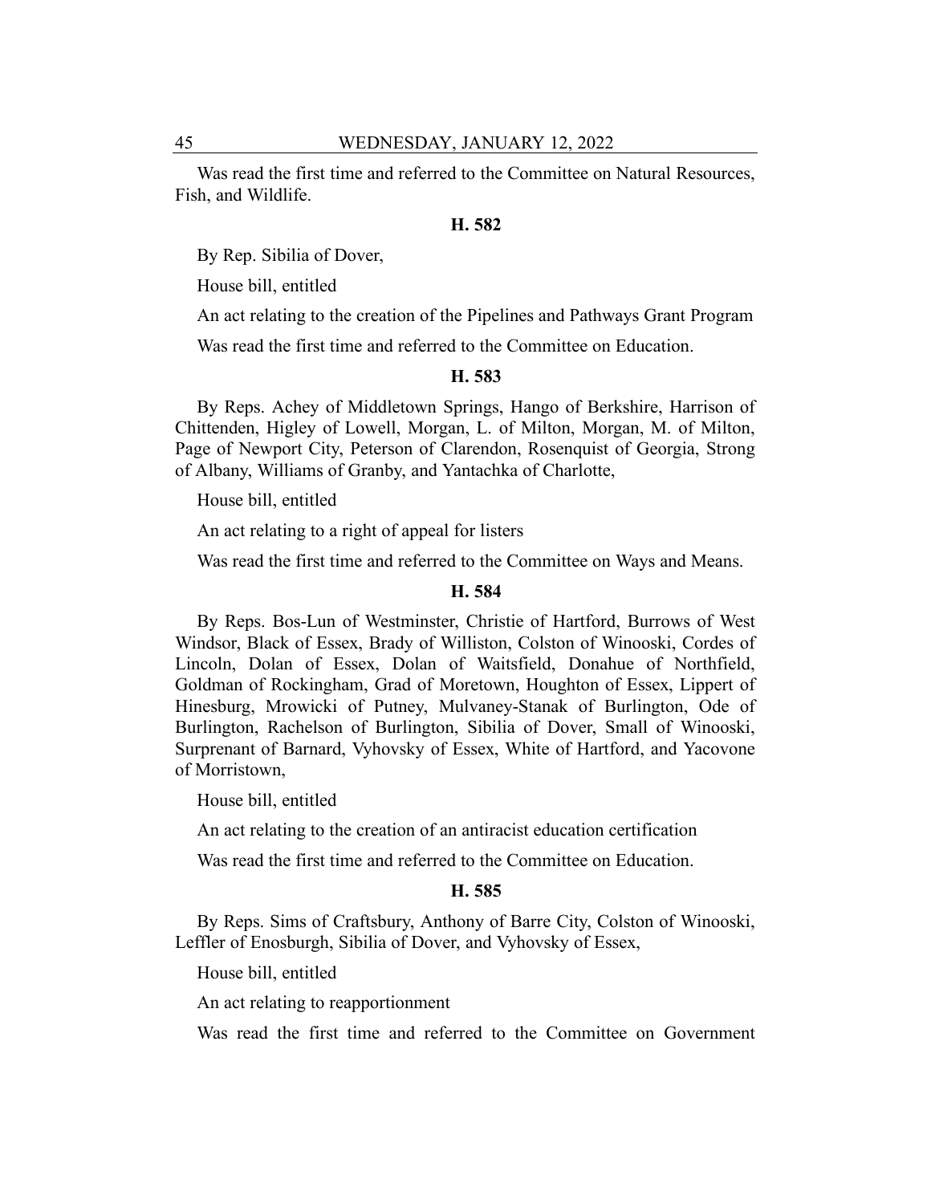Was read the first time and referred to the Committee on Natural Resources, Fish, and Wildlife.

### H. 582

By Rep. Sibilia of Dover,

House bill, entitled

An act relating to the creation of the Pipelines and Pathways Grant Program

Was read the first time and referred to the Committee on Education.

### H. 583

By Reps. Achey of Middletown Springs, Hango of Berkshire, Harrison of Chittenden, Higley of Lowell, Morgan, L. of Milton, Morgan, M. of Milton, Page of Newport City, Peterson of Clarendon, Rosenquist of Georgia, Strong of Albany, Williams of Granby, and Yantachka of Charlotte,

House bill, entitled

An act relating to a right of appeal for listers

Was read the first time and referred to the Committee on Ways and Means.

### H. 584

By Reps. Bos-Lun of Westminster, Christie of Hartford, Burrows of West Windsor, Black of Essex, Brady of Williston, Colston of Winooski, Cordes of Lincoln, Dolan of Essex, Dolan of Waitsfield, Donahue of Northfield, Goldman of Rockingham, Grad of Moretown, Houghton of Essex, Lippert of Hinesburg, Mrowicki of Putney, Mulvaney-Stanak of Burlington, Ode of Burlington, Rachelson of Burlington, Sibilia of Dover, Small of Winooski, Surprenant of Barnard, Vyhovsky of Essex, White of Hartford, and Yacovone of Morristown,

House bill, entitled

An act relating to the creation of an antiracist education certification

Was read the first time and referred to the Committee on Education.

### H. 585

By Reps. Sims of Craftsbury, Anthony of Barre City, Colston of Winooski, Leffler of Enosburgh, Sibilia of Dover, and Vyhovsky of Essex,

House bill, entitled

An act relating to reapportionment

Was read the first time and referred to the Committee on Government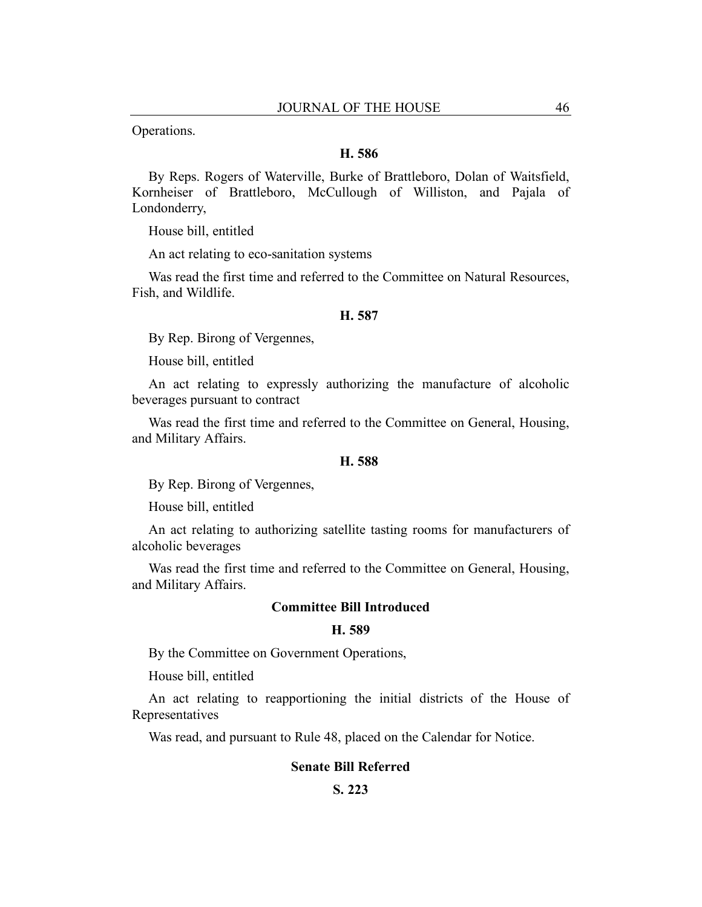Operations.

**H. 586**

By Reps. Rogers of Waterville, Burke of Brattleboro, Dolan of Waitsfield, Kornheiser of Brattleboro, McCullough of Williston, and Pajala of Londonderry,

House bill, entitled

An act relating to eco-sanitation systems

Was read the first time and referred to the Committee on Natural Resources, Fish, and Wildlife.

**H. 587**

By Rep. Birong of Vergennes,

House bill, entitled

An act relating to expressly authorizing the manufacture of alcoholic beverages pursuant to contract

Was read the first time and referred to the Committee on General, Housing, and Military Affairs.

**H. 588**

By Rep. Birong of Vergennes,

House bill, entitled

An act relating to authorizing satellite tasting rooms for manufacturers of alcoholic beverages

Was read the first time and referred to the Committee on General, Housing, and Military Affairs.

**Committee Bill Introduced**

**H. 589**

By the Committee on Government Operations,

House bill, entitled

An act relating to reapportioning the initial districts of the House of Representatives

Was read, and pursuant to Rule 48, placed on the Calendar for Notice.

**Senate Bill Referred**

**S. 223**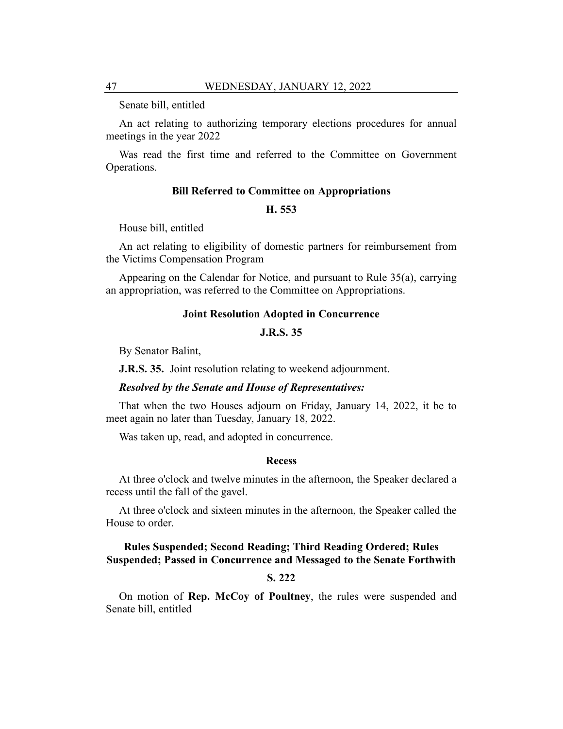Senate bill, entitled

An act relating to authorizing temporary elections procedures for annual meetings in the year 2022

Was read the first time and referred to the Committee on Government Operations.

### Bill Referred to Committee on Appropriations

### H. 553

House bill, entitled

An act relating to eligibility of domestic partners for reimbursement from the Victims Compensation Program

Appearing on the Calendar for Notice, and pursuant to Rule 35(a), carrying an appropriation, was referred to the Committee on Appropriations.

### Joint Resolution Adopted in Concurrence

### J.R.S. 35

By Senator Balint,

**J.R.S. 35.** Joint resolution relating to weekend adjournment.

***Resolved by the Senate and House of Representatives:***

That when the two Houses adjourn on Friday, January 14, 2022, it be to meet again no later than Tuesday, January 18, 2022.

Was taken up, read, and adopted in concurrence.

### Recess

At three o'clock and twelve minutes in the afternoon, the Speaker declared a recess until the fall of the gavel.

At three o'clock and sixteen minutes in the afternoon, the Speaker called the House to order.

### Rules Suspended; Second Reading; Third Reading Ordered; Rules Suspended; Passed in Concurrence and Messaged to the Senate Forthwith

### S. 222

On motion of **Rep. McCoy of Poultney**, the rules were suspended and Senate bill, entitled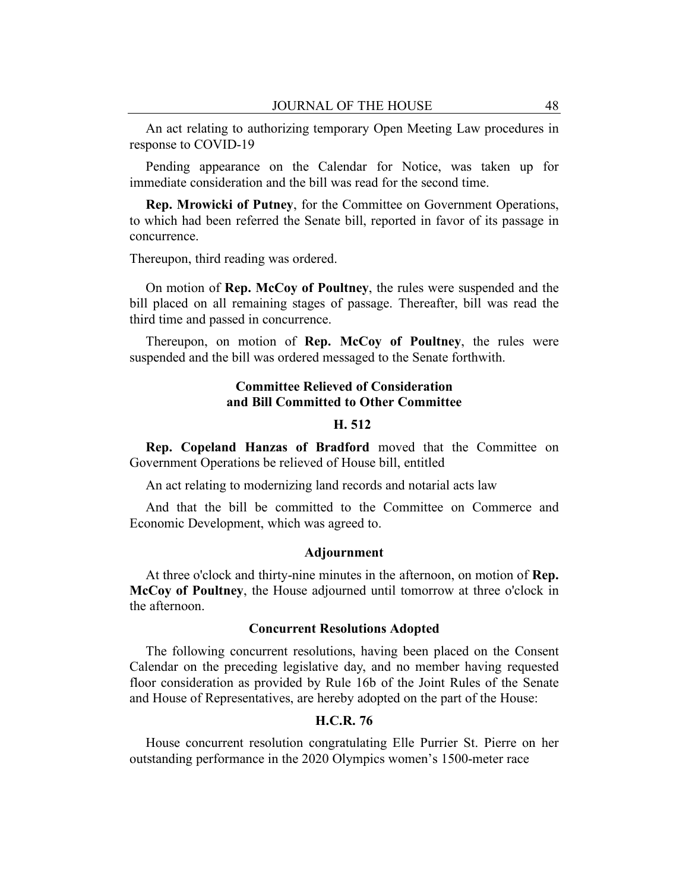An act relating to authorizing temporary Open Meeting Law procedures in response to COVID-19

Pending appearance on the Calendar for Notice, was taken up for immediate consideration and the bill was read for the second time.

**Rep. Mrowicki of Putney**, for the Committee on Government Operations, to which had been referred the Senate bill, reported in favor of its passage in concurrence.

Thereupon, third reading was ordered.

On motion of **Rep. McCoy of Poultney**, the rules were suspended and the bill placed on all remaining stages of passage. Thereafter, bill was read the third time and passed in concurrence.

Thereupon, on motion of **Rep. McCoy of Poultney**, the rules were suspended and the bill was ordered messaged to the Senate forthwith.

### Committee Relieved of Consideration and Bill Committed to Other Committee

### H. 512

**Rep. Copeland Hanzas of Bradford** moved that the Committee on Government Operations be relieved of House bill, entitled

An act relating to modernizing land records and notarial acts law

And that the bill be committed to the Committee on Commerce and Economic Development, which was agreed to.

### Adjournment

At three o'clock and thirty-nine minutes in the afternoon, on motion of **Rep. McCoy of Poultney**, the House adjourned until tomorrow at three o'clock in the afternoon.

### Concurrent Resolutions Adopted

The following concurrent resolutions, having been placed on the Consent Calendar on the preceding legislative day, and no member having requested floor consideration as provided by Rule 16b of the Joint Rules of the Senate and House of Representatives, are hereby adopted on the part of the House:

### H.C.R. 76

House concurrent resolution congratulating Elle Purrier St. Pierre on her outstanding performance in the 2020 Olympics women's 1500-meter race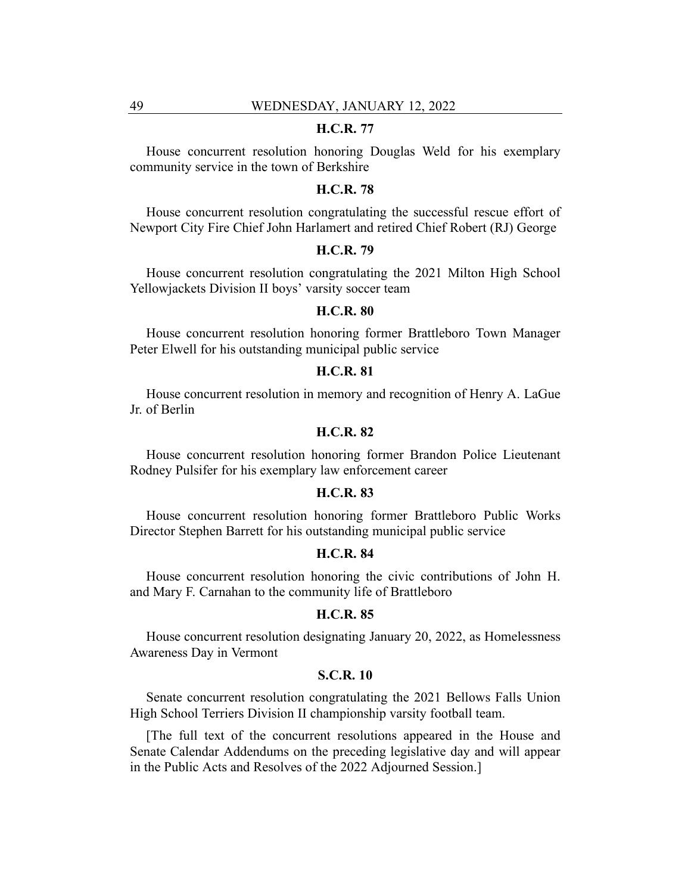**H.C.R. 77**

House concurrent resolution honoring Douglas Weld for his exemplary community service in the town of Berkshire

**H.C.R. 78**

House concurrent resolution congratulating the successful rescue effort of Newport City Fire Chief John Harlamert and retired Chief Robert (RJ) George

**H.C.R. 79**

House concurrent resolution congratulating the 2021 Milton High School Yellowjackets Division II boys' varsity soccer team

**H.C.R. 80**

House concurrent resolution honoring former Brattleboro Town Manager Peter Elwell for his outstanding municipal public service

**H.C.R. 81**

House concurrent resolution in memory and recognition of Henry A. LaGue Jr. of Berlin

**H.C.R. 82**

House concurrent resolution honoring former Brandon Police Lieutenant Rodney Pulsifer for his exemplary law enforcement career

**H.C.R. 83**

House concurrent resolution honoring former Brattleboro Public Works Director Stephen Barrett for his outstanding municipal public service

**H.C.R. 84**

House concurrent resolution honoring the civic contributions of John H. and Mary F. Carnahan to the community life of Brattleboro

**H.C.R. 85**

House concurrent resolution designating January 20, 2022, as Homelessness Awareness Day in Vermont

**S.C.R. 10**

Senate concurrent resolution congratulating the 2021 Bellows Falls Union High School Terriers Division II championship varsity football team.

[The full text of the concurrent resolutions appeared in the House and Senate Calendar Addendums on the preceding legislative day and will appear in the Public Acts and Resolves of the 2022 Adjourned Session.]